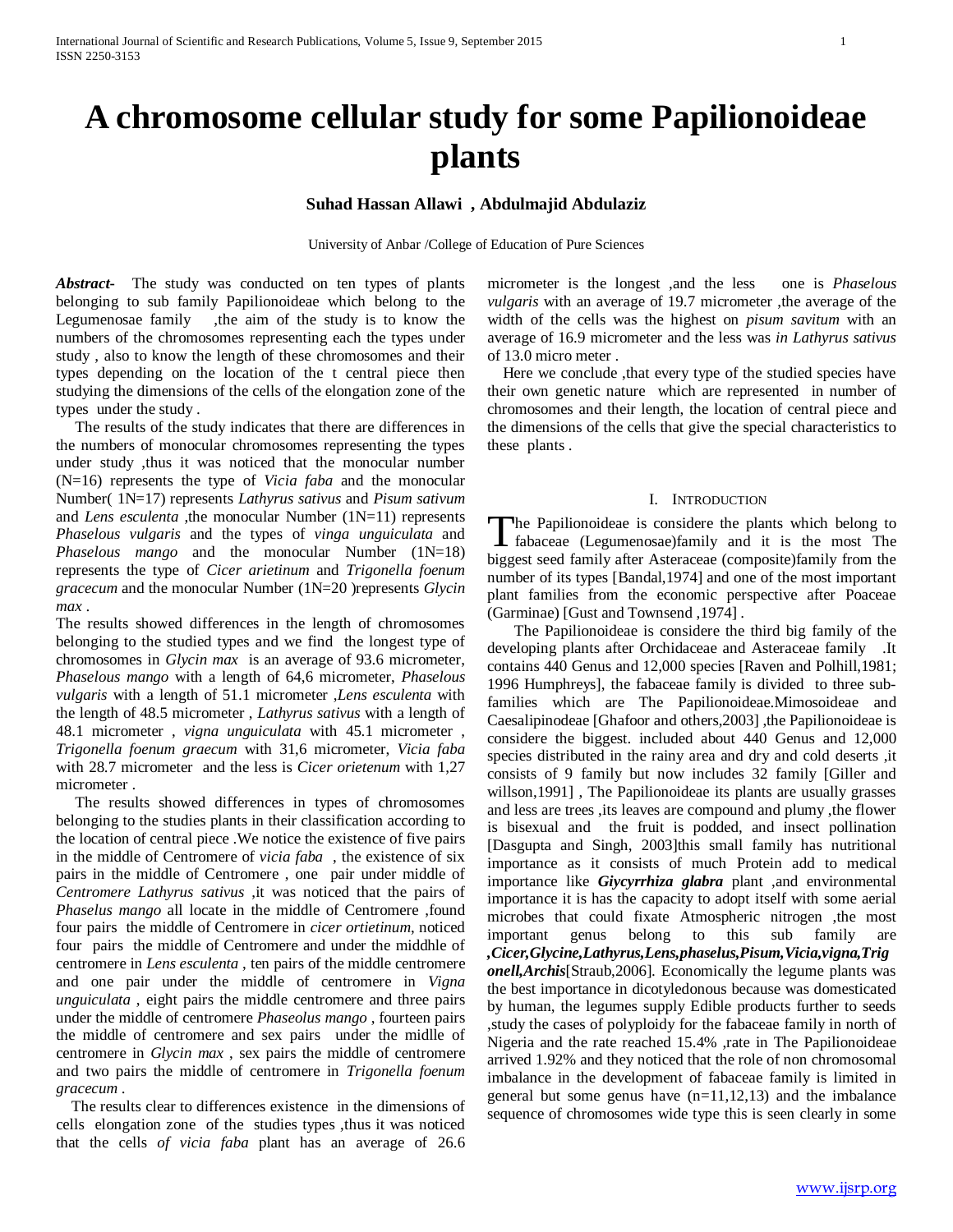# A chromosome cellular study for some Papilionoideae plants

**Suhad Hassan Allawi , Abdulmajid Abdulaziz**

University of Anbar /College of Education of Pure Sciences

***Abstract-*** The study was conducted on ten types of plants belonging to sub family Papilionoideae which belong to the Legumenosae family ,the aim of the study is to know the numbers of the chromosomes representing each the types under study , also to know the length of these chromosomes and their types depending on the location of the t central piece then studying the dimensions of the cells of the elongation zone of the types under the study .

The results of the study indicates that there are differences in the numbers of monocular chromosomes representing the types under study ,thus it was noticed that the monocular number (N=16) represents the type of *Vicia faba* and the monocular Number( 1N=17) represents *Lathyrus sativus* and *Pisum sativum* and *Lens esculenta* ,the monocular Number (1N=11) represents *Phaselous vulgaris* and the types of *vinga unguiculata* and *Phaselous mango* and the monocular Number (1N=18) represents the type of *Cicer arietinum* and *Trigonella foenum gracecum* and the monocular Number (1N=20 )represents *Glycin max* .

The results showed differences in the length of chromosomes belonging to the studied types and we find the longest type of chromosomes in *Glycin max* is an average of 93.6 micrometer, *Phaselous mango* with a length of 64,6 micrometer, *Phaselous vulgaris* with a length of 51.1 micrometer ,*Lens esculenta* with the length of 48.5 micrometer , *Lathyrus sativus* with a length of 48.1 micrometer , *vigna unguiculata* with 45.1 micrometer , *Trigonella foenum graecum* with 31,6 micrometer, *Vicia faba* with 28.7 micrometer and the less is *Cicer orietenum* with 1,27 micrometer .

The results showed differences in types of chromosomes belonging to the studies plants in their classification according to the location of central piece .We notice the existence of five pairs in the middle of Centromere of *vicia faba* , the existence of six pairs in the middle of Centromere , one pair under middle of *Centromere Lathyrus sativus* ,it was noticed that the pairs of *Phaselus mango* all locate in the middle of Centromere ,found four pairs the middle of Centromere in *cicer ortietinum*, noticed four pairs the middle of Centromere and under the middhle of centromere in *Lens esculenta* , ten pairs of the middle centromere and one pair under the middle of centromere in *Vigna unguiculata* , eight pairs the middle centromere and three pairs under the middle of centromere *Phaseolus mango* , fourteen pairs the middle of centromere and sex pairs under the midlle of centromere in *Glycin max* , sex pairs the middle of centromere and two pairs the middle of centromere in *Trigonella foenum gracecum* .

The results clear to differences existence in the dimensions of cells elongation zone of the studies types ,thus it was noticed that the cells *of vicia faba* plant has an average of 26.6 micrometer is the longest ,and the less one is *Phaselous vulgaris* with an average of 19.7 micrometer ,the average of the width of the cells was the highest on *pisum savitum* with an average of 16.9 micrometer and the less was *in Lathyrus sativus* of 13.0 micro meter .

Here we conclude ,that every type of the studied species have their own genetic nature which are represented in number of chromosomes and their length, the location of central piece and the dimensions of the cells that give the special characteristics to these plants .

## I. Introduction

The Papilionoideae is considere the plants which belong to fabaceae (Legumenosae)family and it is the most The biggest seed family after Asteraceae (composite)family from the number of its types [Bandal,1974] and one of the most important plant families from the economic perspective after Poaceae (Garminae) [Gust and Townsend ,1974] .

The Papilionoideae is considere the third big family of the developing plants after Orchidaceae and Asteraceae family .It contains 440 Genus and 12,000 species [Raven and Polhill,1981; 1996 Humphreys], the fabaceae family is divided to three sub-families which are The Papilionoideae.Mimosoideae and Caesalipinodeae [Ghafoor and others,2003] ,the Papilionoideae is considere the biggest. included about 440 Genus and 12,000 species distributed in the rainy area and dry and cold deserts ,it consists of 9 family but now includes 32 family [Giller and willson,1991] , The Papilionoideae its plants are usually grasses and less are trees ,its leaves are compound and plumy ,the flower is bisexual and the fruit is podded, and insect pollination [Dasgupta and Singh, 2003]this small family has nutritional importance as it consists of much Protein add to medical importance like ***Giycyrrhiza glabra*** plant ,and environmental importance it is has the capacity to adopt itself with some aerial microbes that could fixate Atmospheric nitrogen ,the most important genus belong to this sub family are ***,Cicer,Glycine,Lathyrus,Lens,phaselus,Pisum,Vicia,vigna,Trigonell,Archis***[Straub,2006]. Economically the legume plants was the best importance in dicotyledonous because was domesticated by human, the legumes supply Edible products further to seeds ,study the cases of polyploidy for the fabaceae family in north of Nigeria and the rate reached 15.4% ,rate in The Papilionoideae arrived 1.92% and they noticed that the role of non chromosomal imbalance in the development of fabaceae family is limited in general but some genus have (n=11,12,13) and the imbalance sequence of chromosomes wide type this is seen clearly in some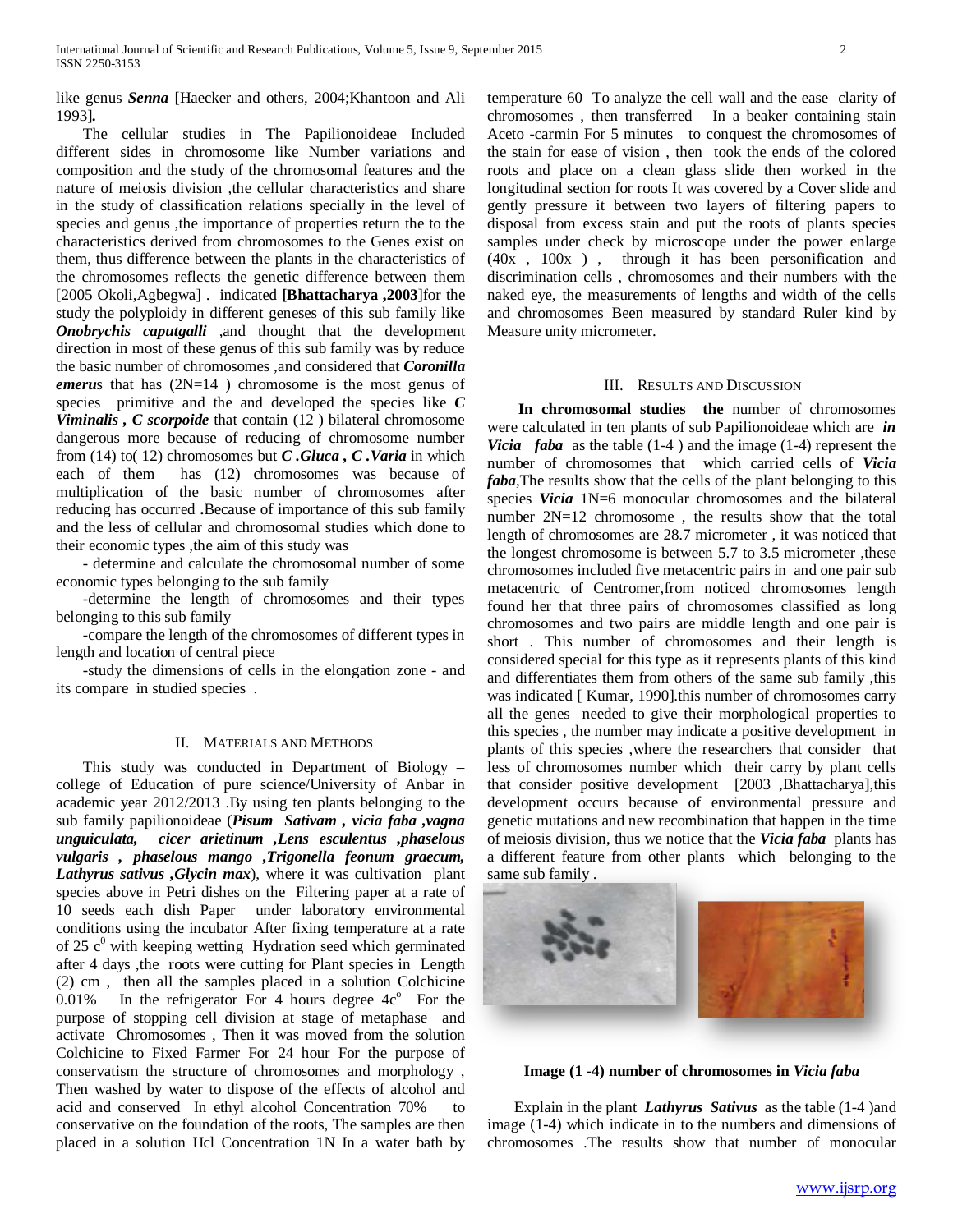like genus ***Senna*** [Haecker and others, 2004;Khantoon and Ali 1993]**.**

The cellular studies in The Papilionoideae Included different sides in chromosome like Number variations and composition and the study of the chromosomal features and the nature of meiosis division ,the cellular characteristics and share in the study of classification relations specially in the level of species and genus ,the importance of properties return the to the characteristics derived from chromosomes to the Genes exist on them, thus difference between the plants in the characteristics of the chromosomes reflects the genetic difference between them [2005 Okoli,Agbegwa] . indicated **[Bhattacharya ,2003**]for the study the polyploidy in different geneses of this sub family like ***Onobrychis caputgalli*** ,and thought that the development direction in most of these genus of this sub family was by reduce the basic number of chromosomes ,and considered that ***Coronilla emeru***s that has (2N=14 ) chromosome is the most genus of species primitive and the and developed the species like ***C Viminalis , C scorpoide*** that contain (12 ) bilateral chromosome dangerous more because of reducing of chromosome number from (14) to( 12) chromosomes but ***C .Gluca , C .Varia*** in which each of them has (12) chromosomes was because of multiplication of the basic number of chromosomes after reducing has occurred **.**Because of importance of this sub family and the less of cellular and chromosomal studies which done to their economic types ,the aim of this study was

- determine and calculate the chromosomal number of some economic types belonging to the sub family

-determine the length of chromosomes and their types belonging to this sub family

-compare the length of the chromosomes of different types in length and location of central piece

-study the dimensions of cells in the elongation zone - and its compare in studied species .

## II. Materials and Methods

This study was conducted in Department of Biology – college of Education of pure science/University of Anbar in academic year 2012/2013 .By using ten plants belonging to the sub family papilionoideae (***Pisum Sativam , vicia faba ,vagna unguiculata, cicer arietinum ,Lens esculentus ,phaselous vulgaris , phaselous mango ,Trigonella feonum graecum, Lathyrus sativus ,Glycin max***), where it was cultivation plant species above in Petri dishes on the Filtering paper at a rate of 10 seeds each dish Paper under laboratory environmental conditions using the incubator After fixing temperature at a rate of 25 $c^0$ with keeping wetting Hydration seed which germinated after 4 days ,the roots were cutting for Plant species in Length (2) cm , then all the samples placed in a solution Colchicine 0.01% In the refrigerator For 4 hours degree 4$c^o$ For the purpose of stopping cell division at stage of metaphase and activate Chromosomes , Then it was moved from the solution Colchicine to Fixed Farmer For 24 hour For the purpose of conservatism the structure of chromosomes and morphology , Then washed by water to dispose of the effects of alcohol and acid and conserved In ethyl alcohol Concentration 70% to conservative on the foundation of the roots, The samples are then placed in a solution Hcl Concentration 1N In a water bath by temperature 60 To analyze the cell wall and the ease clarity of chromosomes , then transferred In a beaker containing stain Aceto -carmin For 5 minutes to conquest the chromosomes of the stain for ease of vision , then took the ends of the colored roots and place on a clean glass slide then worked in the longitudinal section for roots It was covered by a Cover slide and gently pressure it between two layers of filtering papers to disposal from excess stain and put the roots of plants species samples under check by microscope under the power enlarge (40x , 100x ) , through it has been personification and discrimination cells , chromosomes and their numbers with the naked eye, the measurements of lengths and width of the cells and chromosomes Been measured by standard Ruler kind by Measure unity micrometer.

## III. Results and Discussion

**In chromosomal studies the** number of chromosomes were calculated in ten plants of sub Papilionoideae which are ***in Vicia faba*** as the table (1-4 ) and the image (1-4) represent the number of chromosomes that which carried cells of ***Vicia faba***,The results show that the cells of the plant belonging to this species ***Vicia*** 1N=6 monocular chromosomes and the bilateral number 2N=12 chromosome , the results show that the total length of chromosomes are 28.7 micrometer , it was noticed that the longest chromosome is between 5.7 to 3.5 micrometer ,these chromosomes included five metacentric pairs in and one pair sub metacentric of Centromer,from noticed chromosomes length found her that three pairs of chromosomes classified as long chromosomes and two pairs are middle length and one pair is short . This number of chromosomes and their length is considered special for this type as it represents plants of this kind and differentiates them from others of the same sub family ,this was indicated [ Kumar, 1990].this number of chromosomes carry all the genes needed to give their morphological properties to this species , the number may indicate a positive development in plants of this species ,where the researchers that consider that less of chromosomes number which their carry by plant cells that consider positive development [2003 ,Bhattacharya],this development occurs because of environmental pressure and genetic mutations and new recombination that happen in the time of meiosis division, thus we notice that the ***Vicia faba*** plants has a different feature from other plants which belonging to the same sub family .

**Image (1 -4) number of chromosomes in *Vicia faba***

Explain in the plant ***Lathyrus Sativus*** as the table (1-4 )and image (1-4) which indicate in to the numbers and dimensions of chromosomes .The results show that number of monocular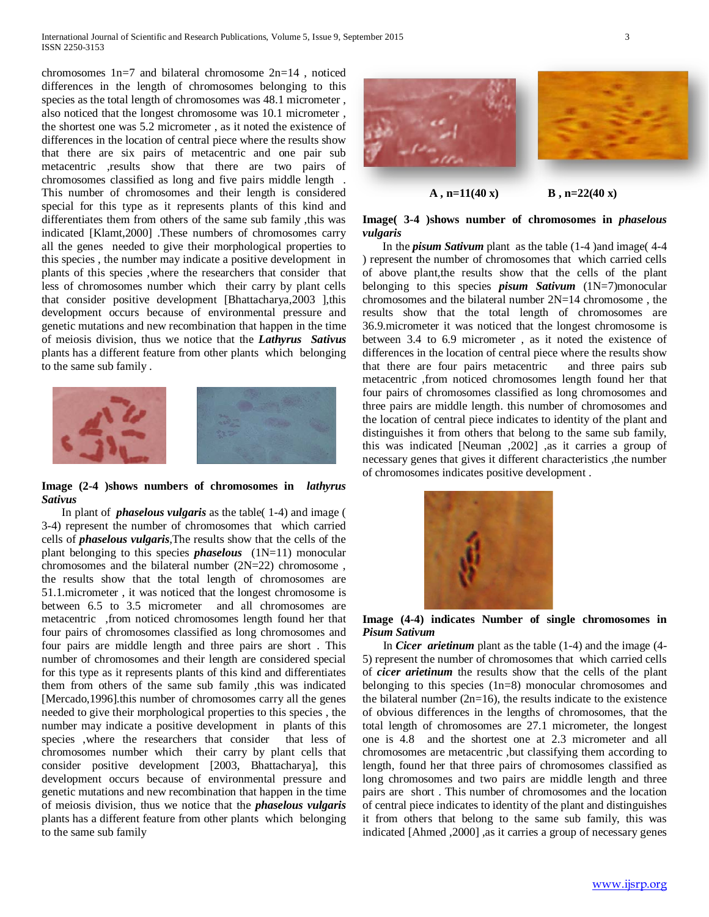chromosomes 1n=7 and bilateral chromosome 2n=14 , noticed differences in the length of chromosomes belonging to this species as the total length of chromosomes was 48.1 micrometer , also noticed that the longest chromosome was 10.1 micrometer , the shortest one was 5.2 micrometer , as it noted the existence of differences in the location of central piece where the results show that there are six pairs of metacentric and one pair sub metacentric ,results show that there are two pairs of chromosomes classified as long and five pairs middle length . This number of chromosomes and their length is considered special for this type as it represents plants of this kind and differentiates them from others of the same sub family ,this was indicated [Klamt,2000] .These numbers of chromosomes carry all the genes needed to give their morphological properties to this species , the number may indicate a positive development in plants of this species ,where the researchers that consider that less of chromosomes number which their carry by plant cells that consider positive development [Bhattacharya,2003 ],this development occurs because of environmental pressure and genetic mutations and new recombination that happen in the time of meiosis division, thus we notice that the ***Lathyrus Sativus*** plants has a different feature from other plants which belonging to the same sub family .

**Image (2-4 )shows numbers of chromosomes in *lathyrus Sativus***

In plant of ***phaselous vulgaris*** as the table( 1-4) and image ( 3-4) represent the number of chromosomes that which carried cells of ***phaselous vulgaris***,The results show that the cells of the plant belonging to this species ***phaselous*** (1N=11) monocular chromosomes and the bilateral number (2N=22) chromosome , the results show that the total length of chromosomes are 51.1.micrometer , it was noticed that the longest chromosome is between 6.5 to 3.5 micrometer and all chromosomes are metacentric ,from noticed chromosomes length found her that four pairs of chromosomes classified as long chromosomes and four pairs are middle length and three pairs are short . This number of chromosomes and their length are considered special for this type as it represents plants of this kind and differentiates them from others of the same sub family ,this was indicated [Mercado,1996].this number of chromosomes carry all the genes needed to give their morphological properties to this species , the number may indicate a positive development in plants of this species ,where the researchers that consider that less of chromosomes number which their carry by plant cells that consider positive development [2003, Bhattacharya], this development occurs because of environmental pressure and genetic mutations and new recombination that happen in the time of meiosis division, thus we notice that the ***phaselous vulgaris*** plants has a different feature from other plants which belonging to the same sub family

**A , n=11(40 x)** **B , n=22(40 x)**

**Image( 3-4 )shows number of chromosomes in *phaselous vulgaris***

In the ***pisum Sativum*** plant as the table (1-4 )and image( 4-4 ) represent the number of chromosomes that which carried cells of above plant,the results show that the cells of the plant belonging to this species ***pisum Sativum*** (1N=7)monocular chromosomes and the bilateral number 2N=14 chromosome , the results show that the total length of chromosomes are 36.9.micrometer it was noticed that the longest chromosome is between 3.4 to 6.9 micrometer , as it noted the existence of differences in the location of central piece where the results show that there are four pairs metacentric and three pairs sub metacentric ,from noticed chromosomes length found her that four pairs of chromosomes classified as long chromosomes and three pairs are middle length. this number of chromosomes and the location of central piece indicates to identity of the plant and distinguishes it from others that belong to the same sub family, this was indicated [Neuman ,2002] ,as it carries a group of necessary genes that gives it different characteristics ,the number of chromosomes indicates positive development .

**Image (4-4) indicates Number of single chromosomes in *Pisum Sativum***

In ***Cicer arietinum*** plant as the table (1-4) and the image (4-5) represent the number of chromosomes that which carried cells of ***cicer arietinum*** the results show that the cells of the plant belonging to this species (1n=8) monocular chromosomes and the bilateral number (2n=16), the results indicate to the existence of obvious differences in the lengths of chromosomes, that the total length of chromosomes are 27.1 micrometer, the longest one is 4.8 and the shortest one at 2.3 micrometer and all chromosomes are metacentric ,but classifying them according to length, found her that three pairs of chromosomes classified as long chromosomes and two pairs are middle length and three pairs are short . This number of chromosomes and the location of central piece indicates to identity of the plant and distinguishes it from others that belong to the same sub family, this was indicated [Ahmed ,2000] ,as it carries a group of necessary genes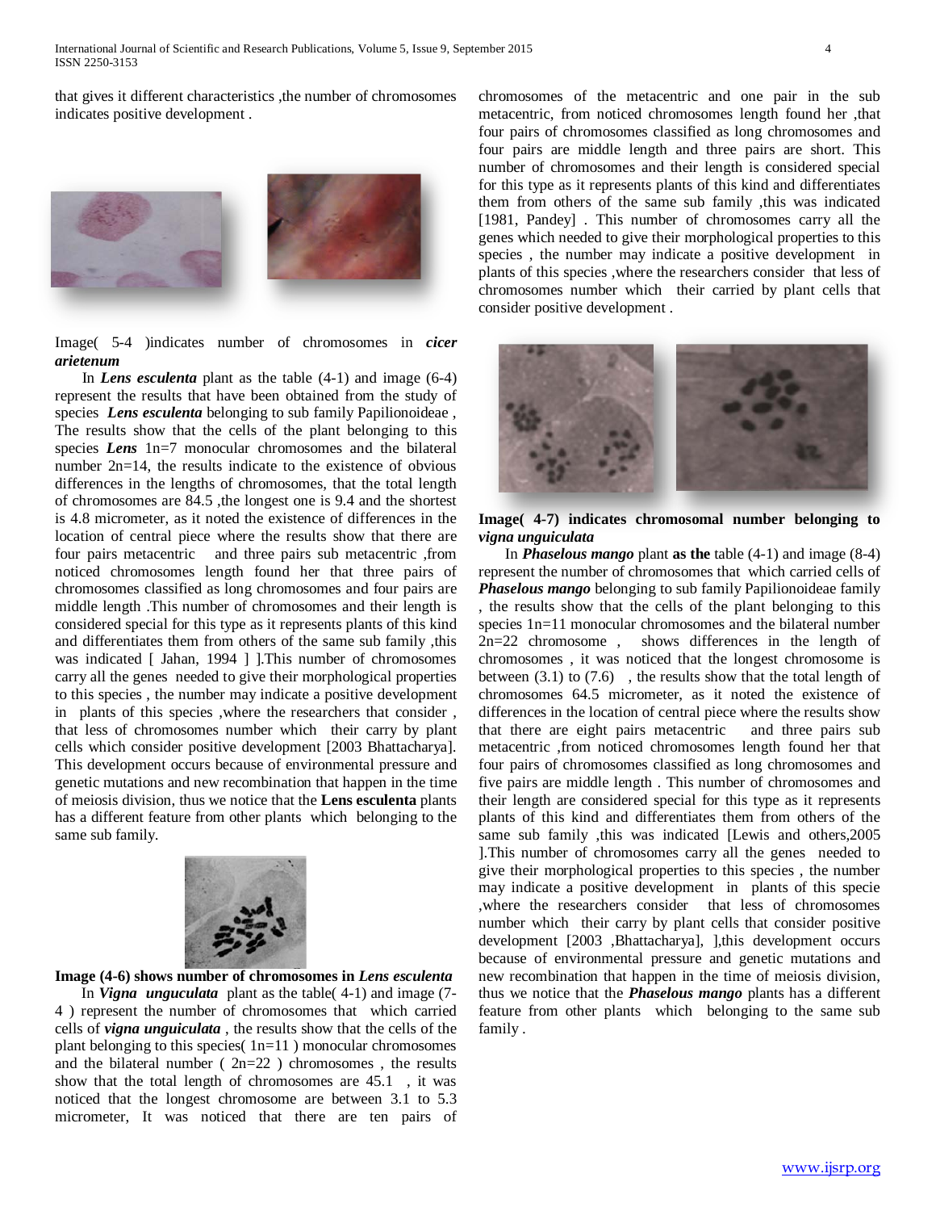that gives it different characteristics ,the number of chromosomes indicates positive development .

Image( 5-4 )indicates number of chromosomes in ***cicer arietenum***

In ***Lens esculenta*** plant as the table (4-1) and image (6-4) represent the results that have been obtained from the study of species ***Lens esculenta*** belonging to sub family Papilionoideae , The results show that the cells of the plant belonging to this species ***Lens*** 1n=7 monocular chromosomes and the bilateral number 2n=14, the results indicate to the existence of obvious differences in the lengths of chromosomes, that the total length of chromosomes are 84.5 ,the longest one is 9.4 and the shortest is 4.8 micrometer, as it noted the existence of differences in the location of central piece where the results show that there are four pairs metacentric and three pairs sub metacentric ,from noticed chromosomes length found her that three pairs of chromosomes classified as long chromosomes and four pairs are middle length .This number of chromosomes and their length is considered special for this type as it represents plants of this kind and differentiates them from others of the same sub family ,this was indicated [ Jahan, 1994 ] ].This number of chromosomes carry all the genes needed to give their morphological properties to this species , the number may indicate a positive development in plants of this species ,where the researchers that consider , that less of chromosomes number which their carry by plant cells which consider positive development [2003 Bhattacharya]. This development occurs because of environmental pressure and genetic mutations and new recombination that happen in the time of meiosis division, thus we notice that the **Lens esculenta** plants has a different feature from other plants which belonging to the same sub family.

**Image (4-6) shows number of chromosomes in *Lens esculenta***

In ***Vigna unguculata*** plant as the table( 4-1) and image (7-4 ) represent the number of chromosomes that which carried cells of ***vigna unguiculata*** , the results show that the cells of the plant belonging to this species( 1n=11 ) monocular chromosomes and the bilateral number ( 2n=22 ) chromosomes , the results show that the total length of chromosomes are 45.1 , it was noticed that the longest chromosome are between 3.1 to 5.3 micrometer, It was noticed that there are ten pairs of chromosomes of the metacentric and one pair in the sub metacentric, from noticed chromosomes length found her ,that four pairs of chromosomes classified as long chromosomes and four pairs are middle length and three pairs are short. This number of chromosomes and their length is considered special for this type as it represents plants of this kind and differentiates them from others of the same sub family ,this was indicated [1981, Pandey] . This number of chromosomes carry all the genes which needed to give their morphological properties to this species , the number may indicate a positive development in plants of this species ,where the researchers consider that less of chromosomes number which their carried by plant cells that consider positive development .

**Image( 4-7) indicates chromosomal number belonging to *vigna unguiculata***

In ***Phaselous mango*** plant **as the** table (4-1) and image (8-4) represent the number of chromosomes that which carried cells of ***Phaselous mango*** belonging to sub family Papilionoideae family , the results show that the cells of the plant belonging to this species 1n=11 monocular chromosomes and the bilateral number 2n=22 chromosome , shows differences in the length of chromosomes , it was noticed that the longest chromosome is between (3.1) to (7.6) , the results show that the total length of chromosomes 64.5 micrometer, as it noted the existence of differences in the location of central piece where the results show that there are eight pairs metacentric and three pairs sub metacentric ,from noticed chromosomes length found her that four pairs of chromosomes classified as long chromosomes and five pairs are middle length . This number of chromosomes and their length are considered special for this type as it represents plants of this kind and differentiates them from others of the same sub family ,this was indicated [Lewis and others,2005 ].This number of chromosomes carry all the genes needed to give their morphological properties to this species , the number may indicate a positive development in plants of this specie ,where the researchers consider that less of chromosomes number which their carry by plant cells that consider positive development [2003 ,Bhattacharya], ],this development occurs because of environmental pressure and genetic mutations and new recombination that happen in the time of meiosis division, thus we notice that the ***Phaselous mango*** plants has a different feature from other plants which belonging to the same sub family .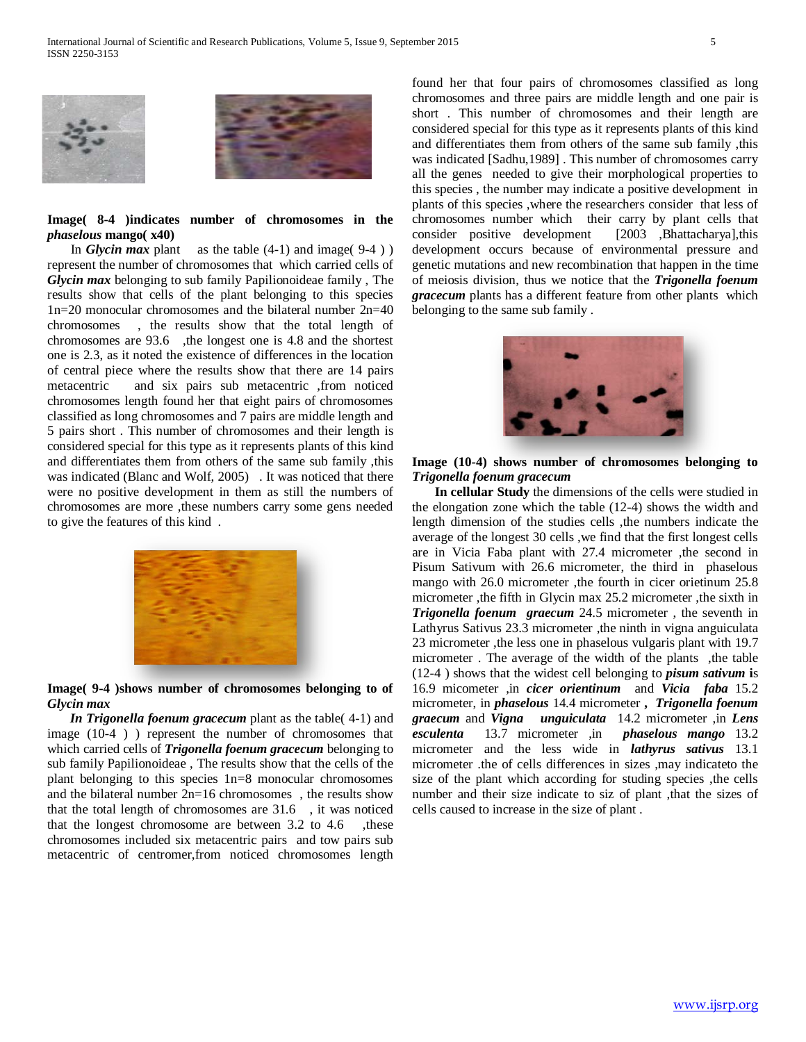**Image( 8-4 )indicates number of chromosomes in the *phaselous* mango( x40)**

In ***Glycin max*** plant as the table (4-1) and image( 9-4 ) ) represent the number of chromosomes that which carried cells of ***Glycin max*** belonging to sub family Papilionoideae family , The results show that cells of the plant belonging to this species 1n=20 monocular chromosomes and the bilateral number 2n=40 chromosomes , the results show that the total length of chromosomes are 93.6 ,the longest one is 4.8 and the shortest one is 2.3, as it noted the existence of differences in the location of central piece where the results show that there are 14 pairs metacentric and six pairs sub metacentric ,from noticed chromosomes length found her that eight pairs of chromosomes classified as long chromosomes and 7 pairs are middle length and 5 pairs short . This number of chromosomes and their length is considered special for this type as it represents plants of this kind and differentiates them from others of the same sub family ,this was indicated (Blanc and Wolf, 2005) . It was noticed that there were no positive development in them as still the numbers of chromosomes are more ,these numbers carry some gens needed to give the features of this kind .

**Image( 9-4 )shows number of chromosomes belonging to of *Glycin max***

***In Trigonella foenum gracecum*** plant as the table( 4-1) and image (10-4 ) ) represent the number of chromosomes that which carried cells of ***Trigonella foenum gracecum*** belonging to sub family Papilionoideae , The results show that the cells of the plant belonging to this species 1n=8 monocular chromosomes and the bilateral number 2n=16 chromosomes , the results show that the total length of chromosomes are 31.6 , it was noticed that the longest chromosome are between 3.2 to 4.6 ,these chromosomes included six metacentric pairs and tow pairs sub metacentric of centromer,from noticed chromosomes length found her that four pairs of chromosomes classified as long chromosomes and three pairs are middle length and one pair is short . This number of chromosomes and their length are considered special for this type as it represents plants of this kind and differentiates them from others of the same sub family ,this was indicated [Sadhu,1989] . This number of chromosomes carry all the genes needed to give their morphological properties to this species , the number may indicate a positive development in plants of this species ,where the researchers consider that less of chromosomes number which their carry by plant cells that consider positive development [2003 ,Bhattacharya],this development occurs because of environmental pressure and genetic mutations and new recombination that happen in the time of meiosis division, thus we notice that the ***Trigonella foenum gracecum*** plants has a different feature from other plants which belonging to the same sub family .

**Image (10-4) shows number of chromosomes belonging to *Trigonella foenum gracecum***

**In cellular Study** the dimensions of the cells were studied in the elongation zone which the table (12-4) shows the width and length dimension of the studies cells ,the numbers indicate the average of the longest 30 cells ,we find that the first longest cells are in Vicia Faba plant with 27.4 micrometer ,the second in Pisum Sativum with 26.6 micrometer, the third in phaselous mango with 26.0 micrometer ,the fourth in cicer orietinum 25.8 micrometer ,the fifth in Glycin max 25.2 micrometer ,the sixth in ***Trigonella foenum graecum*** 24.5 micrometer , the seventh in Lathyrus Sativus 23.3 micrometer ,the ninth in vigna anguiculata 23 micrometer ,the less one in phaselous vulgaris plant with 19.7 micrometer . The average of the width of the plants ,the table (12-4 ) shows that the widest cell belonging to ***pisum sativum*** **i**s 16.9 micometer ,in ***cicer orientinum*** and ***Vicia faba*** 15.2 micrometer, in ***phaselous*** 14.4 micrometer **,** ***Trigonella foenum graecum*** and ***Vigna unguiculata*** 14.2 micrometer ,in ***Lens esculenta*** 13.7 micrometer ,in ***phaselous mango*** 13.2 micrometer and the less wide in ***lathyrus sativus*** 13.1 micrometer .the of cells differences in sizes ,may indicateto the size of the plant which according for studing species ,the cells number and their size indicate to siz of plant ,that the sizes of cells caused to increase in the size of plant .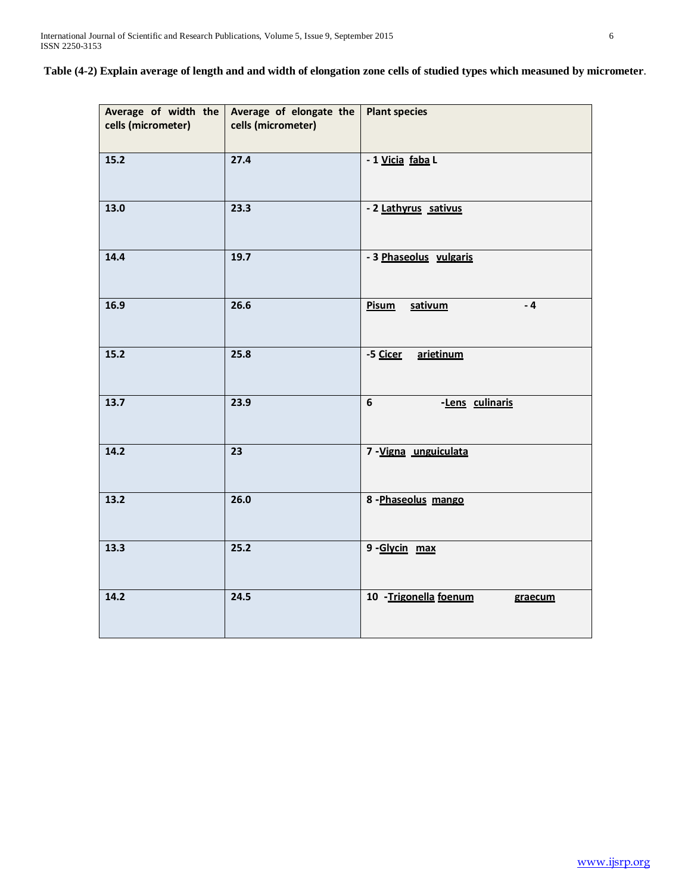**Table (4-2) Explain average of length and and width of elongation zone cells of studied types which measuned by micrometer**.

| Average of width the cells (micrometer) | Average of elongate the cells (micrometer) | Plant species |
|---|---|---|
| **15.2** | **27.4** | **- 1 Vicia faba L** |
| **13.0** | **23.3** | **- 2 Lathyrus sativus** |
| **14.4** | **19.7** | **- 3 Phaseolus vulgaris** |
| **16.9** | **26.6** | **Pisum sativum - 4** |
| **15.2** | **25.8** | **-5 Cicer arietinum** |
| **13.7** | **23.9** | **6 -Lens culinaris** |
| **14.2** | **23** | **7 -Vigna unguiculata** |
| **13.2** | **26.0** | **8 -Phaseolus mango** |
| **13.3** | **25.2** | **9 -Glycin max** |
| **14.2** | **24.5** | **10 -Trigonella foenum graecum** |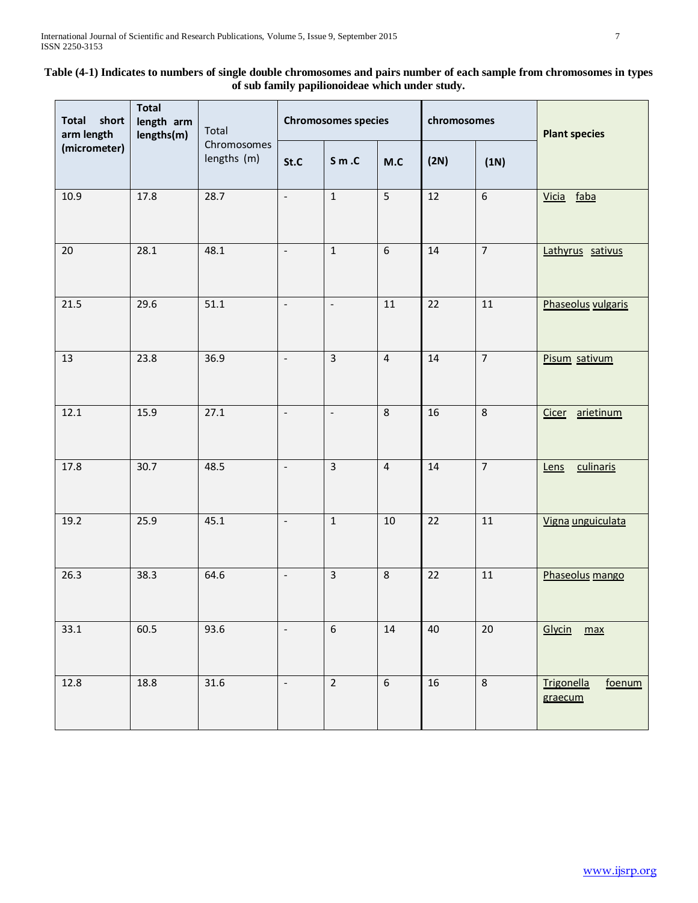**Table (4-1) Indicates to numbers of single double chromosomes and pairs number of each sample from chromosomes in types of sub family papilionoideae which under study.**

| Total short arm length (micrometer) | Total length arm lengths(m) | Total Chromosomes lengths (m) | Chromosomes species | | | chromosomes | | Plant species |
|---|---|---|---|---|---|---|---|---|
| | | | St.C | S m .C | M.C | (2N) | (1N) | |
| 10.9 | 17.8 | 28.7 | - | 1 | 5 | 12 | 6 | Vicia faba |
| 20 | 28.1 | 48.1 | - | 1 | 6 | 14 | 7 | Lathyrus sativus |
| 21.5 | 29.6 | 51.1 | - | - | 11 | 22 | 11 | Phaseolus vulgaris |
| 13 | 23.8 | 36.9 | - | 3 | 4 | 14 | 7 | Pisum sativum |
| 12.1 | 15.9 | 27.1 | - | - | 8 | 16 | 8 | Cicer arietinum |
| 17.8 | 30.7 | 48.5 | - | 3 | 4 | 14 | 7 | Lens culinaris |
| 19.2 | 25.9 | 45.1 | - | 1 | 10 | 22 | 11 | Vigna unguiculata |
| 26.3 | 38.3 | 64.6 | - | 3 | 8 | 22 | 11 | Phaseolus mango |
| 33.1 | 60.5 | 93.6 | - | 6 | 14 | 40 | 20 | Glycin max |
| 12.8 | 18.8 | 31.6 | - | 2 | 6 | 16 | 8 | Trigonella foenum graecum |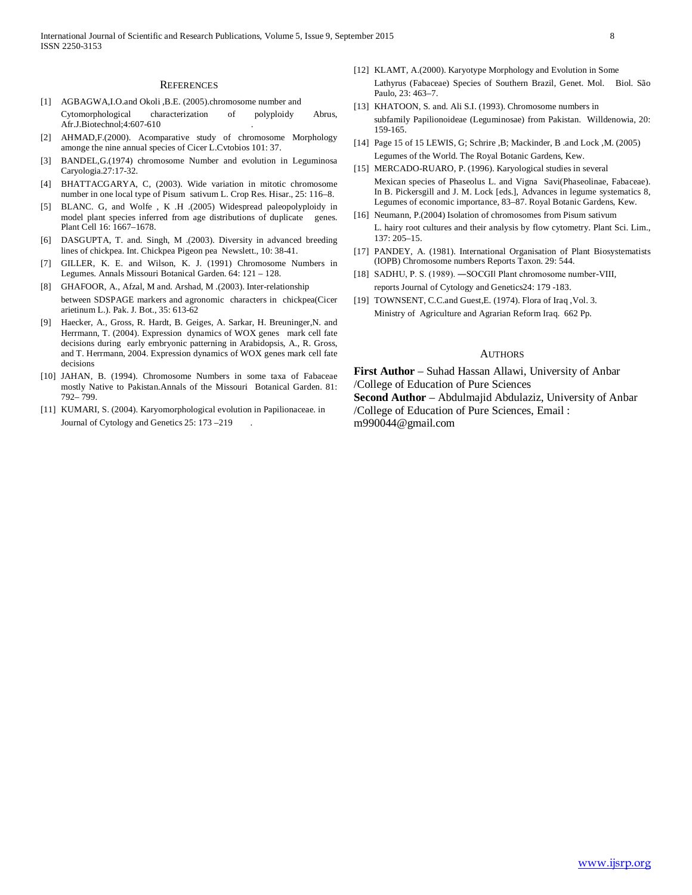## REFERENCES

[1] AGBAGWA,I.O.and Okoli ,B.E. (2005).chromosome number and Cytomorphological characterization of polyploidy Abrus, Afr.J.Biotechnol;4:607-610 .

[2] AHMAD,F.(2000). Acomparative study of chromosome Morphology amonge the nine annual species of Cicer L.Cvtobios 101: 37.

[3] BANDEL,G.(1974) chromosome Number and evolution in Leguminosa Caryologia.27:17-32.

[4] BHATTACGARYA, C, (2003). Wide variation in mitotic chromosome number in one local type of Pisum sativum L. Crop Res. Hisar., 25: 116–8.

[5] BLANC. G, and Wolfe , K .H .(2005) Widespread paleopolyploidy in model plant species inferred from age distributions of duplicate genes. Plant Cell 16: 1667–1678.

[6] DASGUPTA, T. and. Singh, M .(2003). Diversity in advanced breeding lines of chickpea. Int. Chickpea Pigeon pea Newslett., 10: 38-41.

[7] GILLER, K. E. and Wilson, K. J. (1991) Chromosome Numbers in Legumes. Annals Missouri Botanical Garden. 64: 121 – 128.

[8] GHAFOOR, A., Afzal, M and. Arshad, M .(2003). Inter-relationship between SDSPAGE markers and agronomic characters in chickpea(Cicer arietinum L.). Pak. J. Bot., 35: 613-62

[9] Haecker, A., Gross, R. Hardt, B. Geiges, A. Sarkar, H. Breuninger,N. and Herrmann, T. (2004). Expression dynamics of WOX genes mark cell fate decisions during early embryonic patterning in Arabidopsis, A., R. Gross, and T. Herrmann, 2004. Expression dynamics of WOX genes mark cell fate decisions

[10] JAHAN, B. (1994). Chromosome Numbers in some taxa of Fabaceae mostly Native to Pakistan.Annals of the Missouri Botanical Garden. 81: 792– 799.

[11] KUMARI, S. (2004). Karyomorphological evolution in Papilionaceae. in Journal of Cytology and Genetics 25: 173 –219 .

[12] KLAMT, A.(2000). Karyotype Morphology and Evolution in Some Lathyrus (Fabaceae) Species of Southern Brazil, Genet. Mol. Biol. São Paulo, 23: 463–7.

[13] KHATOON, S. and. Ali S.I. (1993). Chromosome numbers in subfamily Papilionoideae (Leguminosae) from Pakistan. Willdenowia, 20: 159-165.

[14] Page 15 of 15 LEWIS, G; Schrire ,B; Mackinder, B .and Lock ,M. (2005) Legumes of the World. The Royal Botanic Gardens, Kew.

[15] MERCADO-RUARO, P. (1996). Karyological studies in several Mexican species of Phaseolus L. and Vigna Savi(Phaseolinae, Fabaceae). In B. Pickersgill and J. M. Lock [eds.], Advances in legume systematics 8, Legumes of economic importance, 83–87. Royal Botanic Gardens, Kew.

[16] Neumann, P.(2004) Isolation of chromosomes from Pisum sativum L. hairy root cultures and their analysis by flow cytometry. Plant Sci. Lim., 137: 205–15.

[17] PANDEY, A. (1981). International Organisation of Plant Biosystematists (IOPB) Chromosome numbers Reports Taxon. 29: 544.

[18] SADHU, P. S. (1989). ―SOCGI‖ Plant chromosome number-VIII, reports Journal of Cytology and Genetics24: 179 -183.

[19] TOWNSENT, C.C.and Guest,E. (1974). Flora of Iraq ,Vol. 3. Ministry of Agriculture and Agrarian Reform Iraq. 662 Pp.

## AUTHORS

**First Author** – Suhad Hassan Allawi, University of Anbar /College of Education of Pure Sciences

**Second Author** – Abdulmajid Abdulaziz, University of Anbar /College of Education of Pure Sciences, Email : m990044@gmail.com